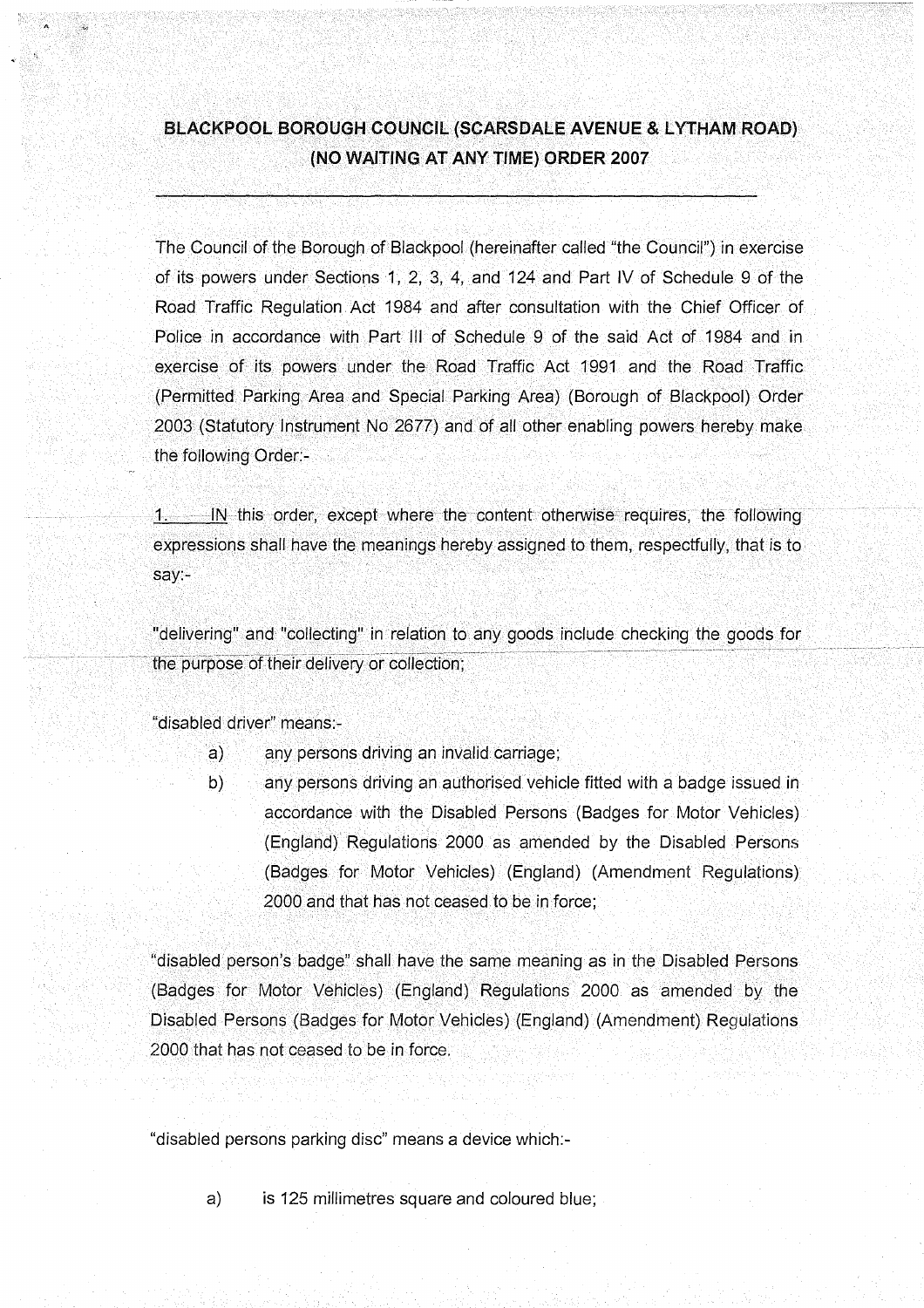# BLACKPOOL BOROUGH COUNCIL (SCARSDALE AVENUE & LYTHAM ROAD) (NO WAITING AT ANY TIME) ORDER 2007

---

The Council of the Borough of Blackpool (hereinafter called "the Council") in exercise of its powers under Sections 1, 2, 3, 4, and 124 and Part IV of Schedule 9 of the Road Traffic Regulation Act 1984 and after consultation with the Chief Officer of Police in accordance with Part III of Schedule 9 of the said Act of 1984 and in exercise of its powers under the Road Traffic Act 1991 and the Road Traffic (Permitted Parking Area and Special Parking Area) (Borough of Blackpool) Order 2003 (Statutory Instrument No 2677) and of all other enabling powers hereby make the following Order:-

1. IN this order, except where the content otherwise requires, the following expressions shall have the meanings hereby assigned to them, respectfully, that is to say:-

"delivering" and "collecting" in relation to any goods include checking the goods for the purpose of their delivery or collection;

"disabled driver" means:-

a) any persons driving an invalid carriage;

b) any persons driving an authorised vehicle fitted with a badge issued in accordance with the Disabled Persons (Badges for Motor Vehicles) (England) Regulations 2000 as amended by the Disabled Persons (Badges for Motor Vehicles) (England) (Amendment Regulations) 2000 and that has not ceased to be in force;

"disabled person's badge" shall have the same meaning as in the Disabled Persons (Badges for Motor Vehicles) (England) Regulations 2000 as amended by the Disabled Persons (Badges for Motor Vehicles) (England) (Amendment) Regulations 2000 that has not ceased to be in force.

"disabled persons parking disc" means a device which:-

a) is 125 millimetres square and coloured blue;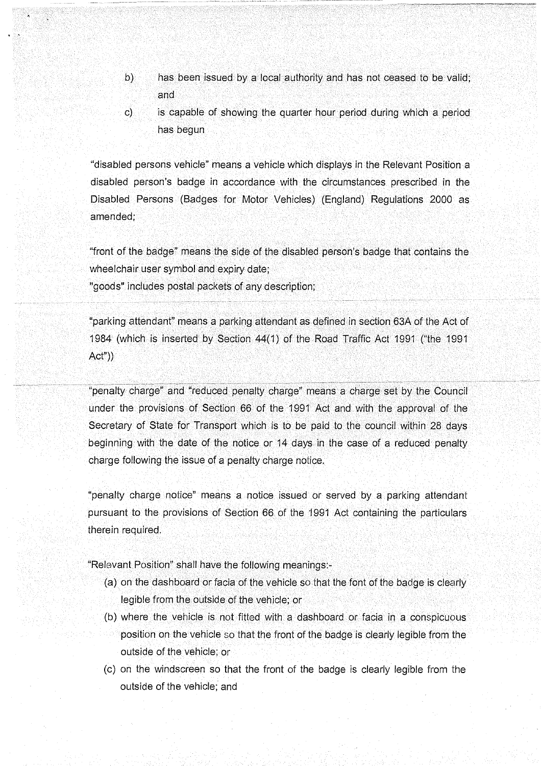b) has been issued by a local authority and has not ceased to be valid; and

c) is capable of showing the quarter hour period during which a period has begun

"disabled persons vehicle" means a vehicle which displays in the Relevant Position a disabled person's badge in accordance with the circumstances prescribed in the Disabled Persons (Badges for Motor Vehicles) (England) Regulations 2000 as amended;

"front of the badge" means the side of the disabled person's badge that contains the wheelchair user symbol and expiry date;

"goods" includes postal packets of any description;

"parking attendant" means a parking attendant as defined in section 63A of the Act of 1984 (which is inserted by Section 44(1) of the Road Traffic Act 1991 ("the 1991 Act"))

"penalty charge" and "reduced penalty charge" means a charge set by the Council under the provisions of Section 66 of the 1991 Act and with the approval of the Secretary of State for Transport which is to be paid to the council within 28 days beginning with the date of the notice or 14 days in the case of a reduced penalty charge following the issue of a penalty charge notice.

"penalty charge notice" means a notice issued or served by a parking attendant pursuant to the provisions of Section 66 of the 1991 Act containing the particulars therein required.

"Relevant Position" shall have the following meanings:-

(a) on the dashboard or facia of the vehicle so that the font of the badge is clearly legible from the outside of the vehicle; or

(b) where the vehicle is not fitted with a dashboard or facia in a conspicuous position on the vehicle so that the front of the badge is clearly legible from the outside of the vehicle; or

(c) on the windscreen so that the front of the badge is clearly legible from the outside of the vehicle; and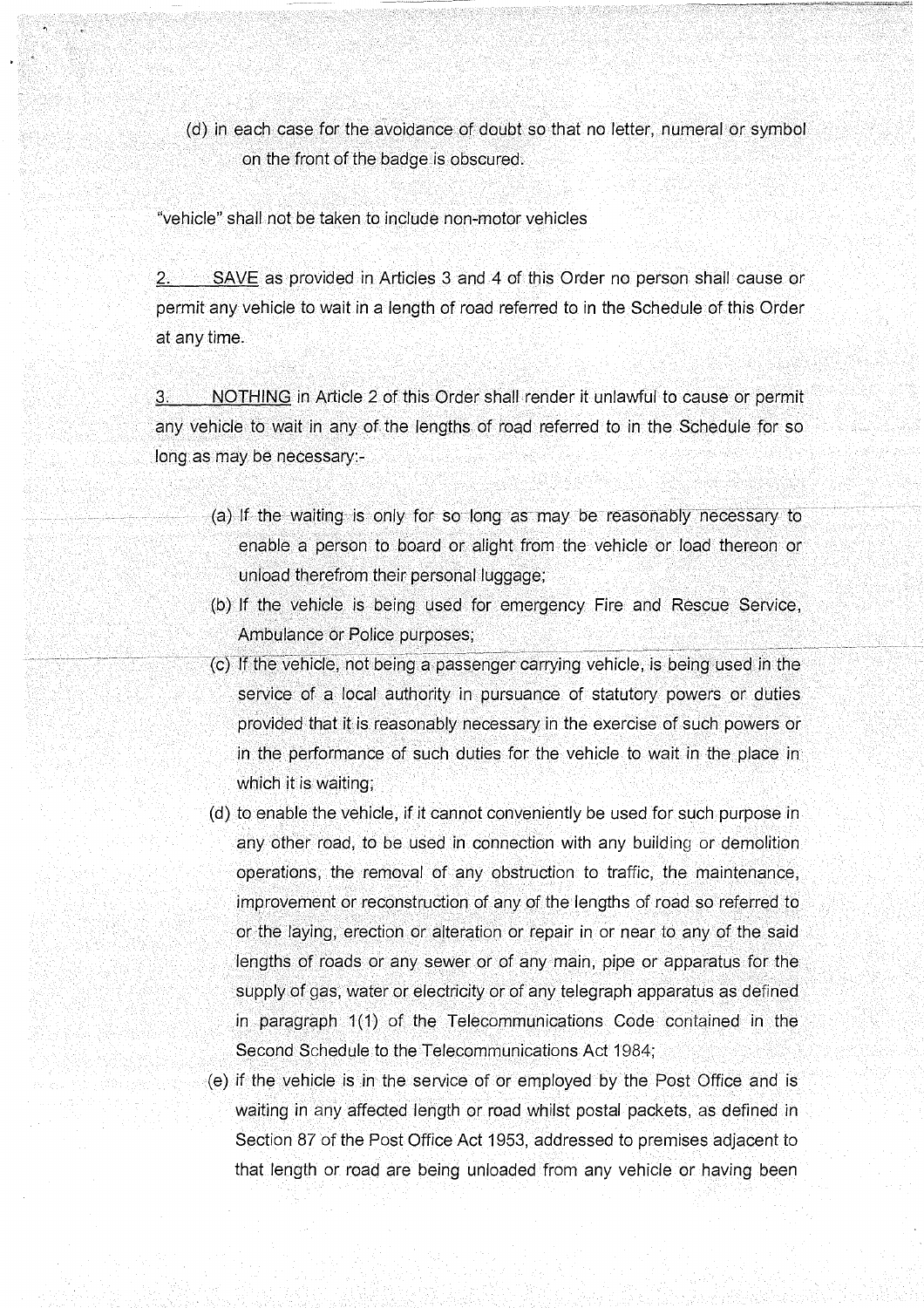(d) in each case for the avoidance of doubt so that no letter, numeral or symbol on the front of the badge is obscured.

"vehicle" shall not be taken to include non-motor vehicles

2. <u>SAVE</u> as provided in Articles 3 and 4 of this Order no person shall cause or permit any vehicle to wait in a length of road referred to in the Schedule of this Order at any time.

3. <u>NOTHING</u> in Article 2 of this Order shall render it unlawful to cause or permit any vehicle to wait in any of the lengths of road referred to in the Schedule for so long as may be necessary:-

(a) If the waiting is only for so long as may be reasonably necessary to enable a person to board or alight from the vehicle or load thereon or unload therefrom their personal luggage;

(b) If the vehicle is being used for emergency Fire and Rescue Service, Ambulance or Police purposes;

(c) If the vehicle, not being a passenger carrying vehicle, is being used in the service of a local authority in pursuance of statutory powers or duties provided that it is reasonably necessary in the exercise of such powers or in the performance of such duties for the vehicle to wait in the place in which it is waiting;

(d) to enable the vehicle, if it cannot conveniently be used for such purpose in any other road, to be used in connection with any building or demolition operations, the removal of any obstruction to traffic, the maintenance, improvement or reconstruction of any of the lengths of road so referred to or the laying, erection or alteration or repair in or near to any of the said lengths of roads or any sewer or of any main, pipe or apparatus for the supply of gas, water or electricity or of any telegraph apparatus as defined in paragraph 1(1) of the Telecommunications Code contained in the Second Schedule to the Telecommunications Act 1984;

(e) if the vehicle is in the service of or employed by the Post Office and is waiting in any affected length or road whilst postal packets, as defined in Section 87 of the Post Office Act 1953, addressed to premises adjacent to that length or road are being unloaded from any vehicle or having been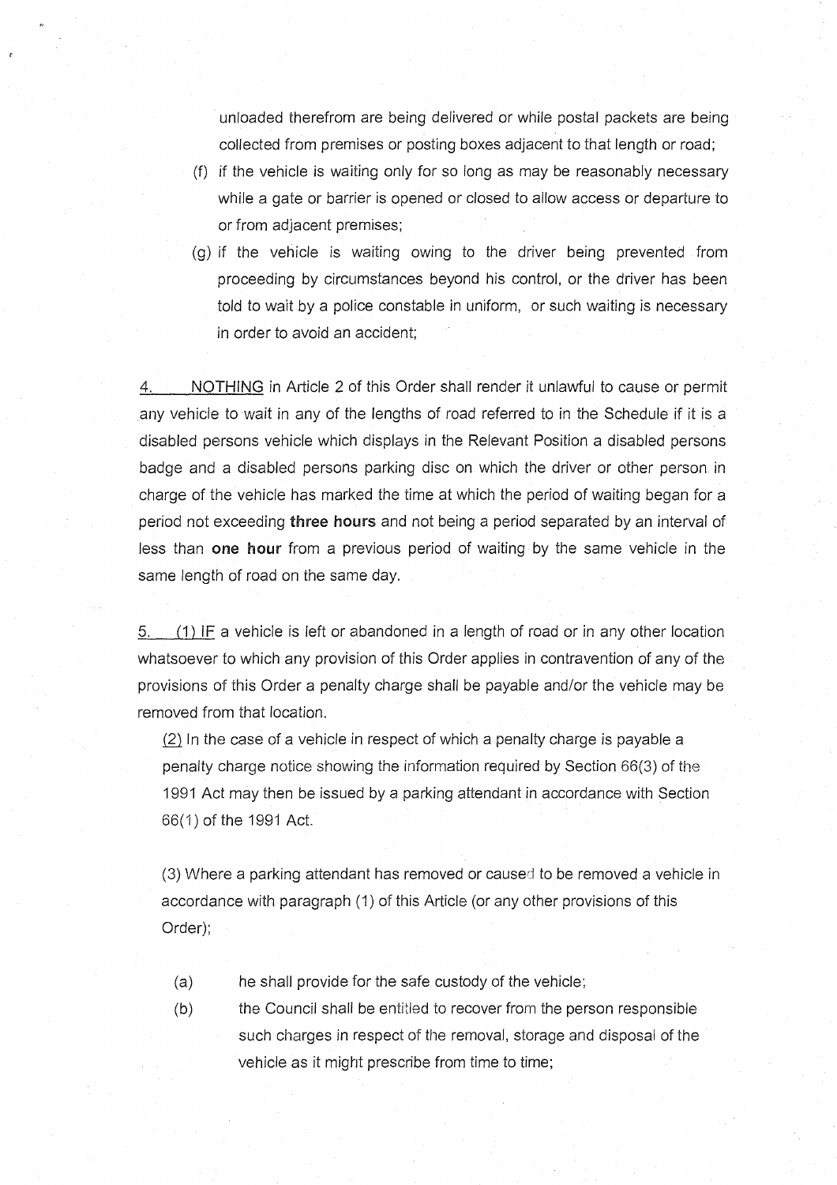unloaded therefrom are being delivered or while postal packets are being collected from premises or posting boxes adjacent to that length or road;

(f) if the vehicle is waiting only for so long as may be reasonably necessary while a gate or barrier is opened or closed to allow access or departure to or from adjacent premises;

(g) if the vehicle is waiting owing to the driver being prevented from proceeding by circumstances beyond his control, or the driver has been told to wait by a police constable in uniform, or such waiting is necessary in order to avoid an accident;

4. NOTHING in Article 2 of this Order shall render it unlawful to cause or permit any vehicle to wait in any of the lengths of road referred to in the Schedule if it is a disabled persons vehicle which displays in the Relevant Position a disabled persons badge and a disabled persons parking disc on which the driver or other person in charge of the vehicle has marked the time at which the period of waiting began for a period not exceeding **three hours** and not being a period separated by an interval of less than **one hour** from a previous period of waiting by the same vehicle in the same length of road on the same day.

5. (1) IF a vehicle is left or abandoned in a length of road or in any other location whatsoever to which any provision of this Order applies in contravention of any of the provisions of this Order a penalty charge shall be payable and/or the vehicle may be removed from that location.

(2) In the case of a vehicle in respect of which a penalty charge is payable a penalty charge notice showing the information required by Section 66(3) of the 1991 Act may then be issued by a parking attendant in accordance with Section 66(1) of the 1991 Act.

(3) Where a parking attendant has removed or caused to be removed a vehicle in accordance with paragraph (1) of this Article (or any other provisions of this Order);

(a) he shall provide for the safe custody of the vehicle;

(b) the Council shall be entitled to recover from the person responsible such charges in respect of the removal, storage and disposal of the vehicle as it might prescribe from time to time;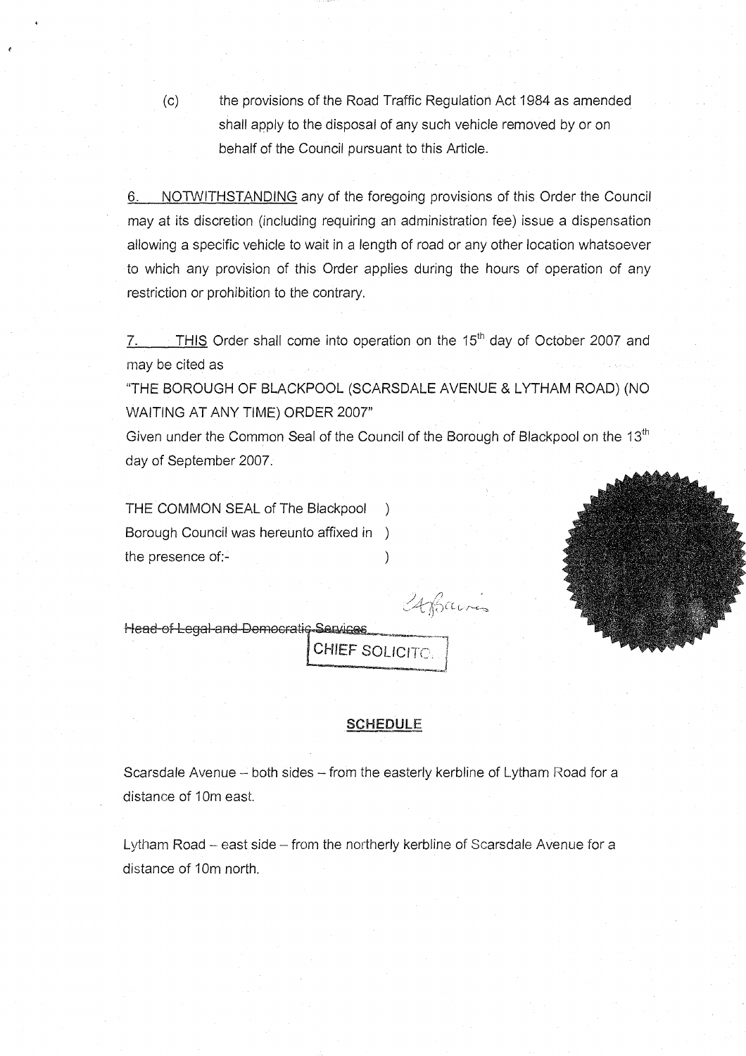(c) the provisions of the Road Traffic Regulation Act 1984 as amended shall apply to the disposal of any such vehicle removed by or on behalf of the Council pursuant to this Article.

6. NOTWITHSTANDING any of the foregoing provisions of this Order the Council may at its discretion (including requiring an administration fee) issue a dispensation allowing a specific vehicle to wait in a length of road or any other location whatsoever to which any provision of this Order applies during the hours of operation of any restriction or prohibition to the contrary.

7. THIS Order shall come into operation on the 15th day of October 2007 and may be cited as

"THE BOROUGH OF BLACKPOOL (SCARSDALE AVENUE & LYTHAM ROAD) (NO WAITING AT ANY TIME) ORDER 2007"

Given under the Common Seal of the Council of the Borough of Blackpool on the 13th day of September 2007.

THE COMMON SEAL of The Blackpool )
Borough Council was hereunto affixed in )
the presence of:- )

~~Head of Legal and Democratic Services~~

CHIEF SOLICITO

## SCHEDULE

Scarsdale Avenue – both sides – from the easterly kerbline of Lytham Road for a distance of 10m east.

Lytham Road – east side – from the northerly kerbline of Scarsdale Avenue for a distance of 10m north.